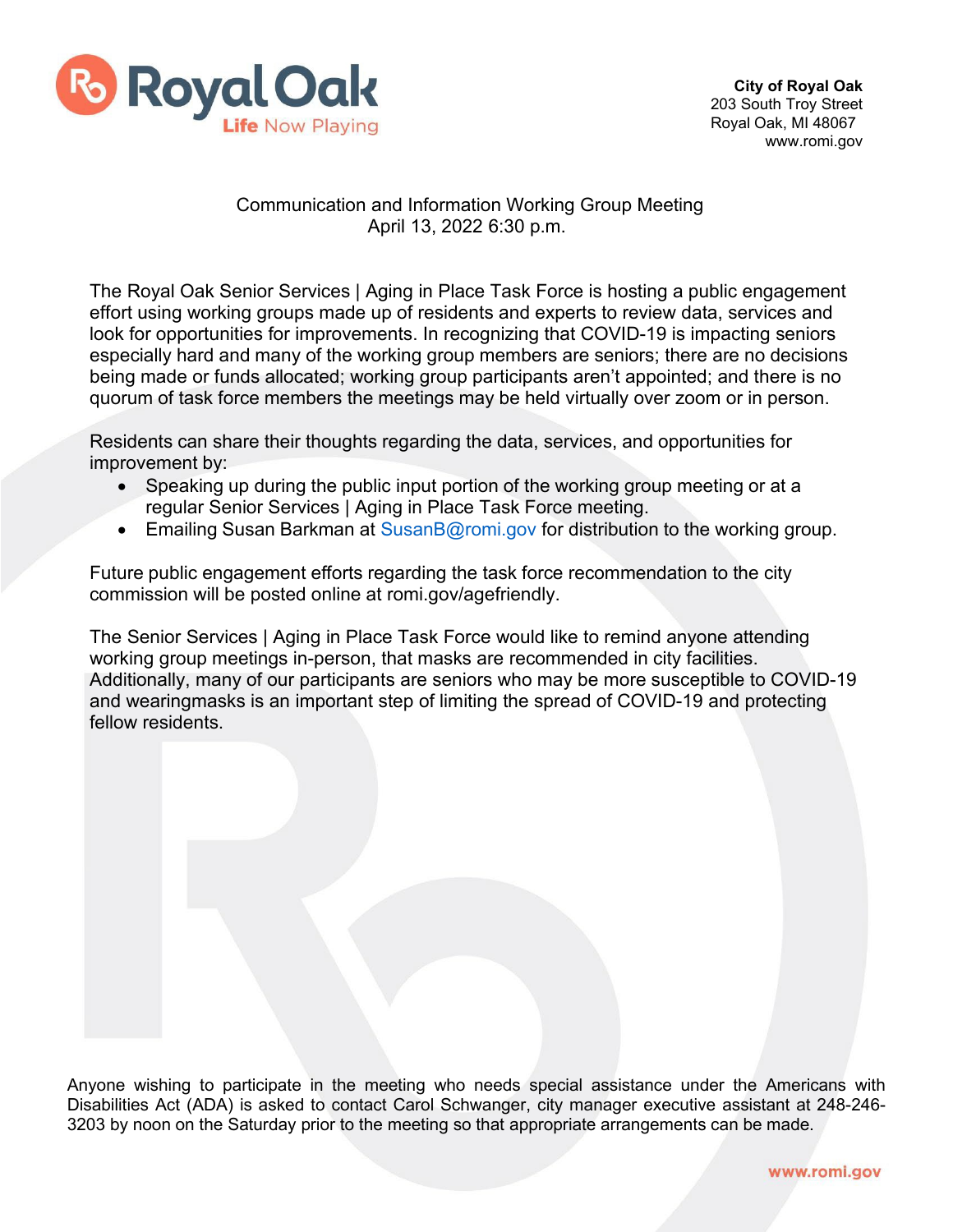**City of Royal Oak**
203 South Troy Street
Royal Oak, MI 48067
www.romi.gov

Communication and Information Working Group Meeting
April 13, 2022 6:30 p.m.

The Royal Oak Senior Services | Aging in Place Task Force is hosting a public engagement effort using working groups made up of residents and experts to review data, services and look for opportunities for improvements. In recognizing that COVID-19 is impacting seniors especially hard and many of the working group members are seniors; there are no decisions being made or funds allocated; working group participants aren't appointed; and there is no quorum of task force members the meetings may be held virtually over zoom or in person.

Residents can share their thoughts regarding the data, services, and opportunities for improvement by:

- Speaking up during the public input portion of the working group meeting or at a regular Senior Services | Aging in Place Task Force meeting.
- Emailing Susan Barkman at SusanB@romi.gov for distribution to the working group.

Future public engagement efforts regarding the task force recommendation to the city commission will be posted online at romi.gov/agefriendly.

The Senior Services | Aging in Place Task Force would like to remind anyone attending working group meetings in-person, that masks are recommended in city facilities. Additionally, many of our participants are seniors who may be more susceptible to COVID-19 and wearingmasks is an important step of limiting the spread of COVID-19 and protecting fellow residents.

Anyone wishing to participate in the meeting who needs special assistance under the Americans with Disabilities Act (ADA) is asked to contact Carol Schwanger, city manager executive assistant at 248-246-3203 by noon on the Saturday prior to the meeting so that appropriate arrangements can be made.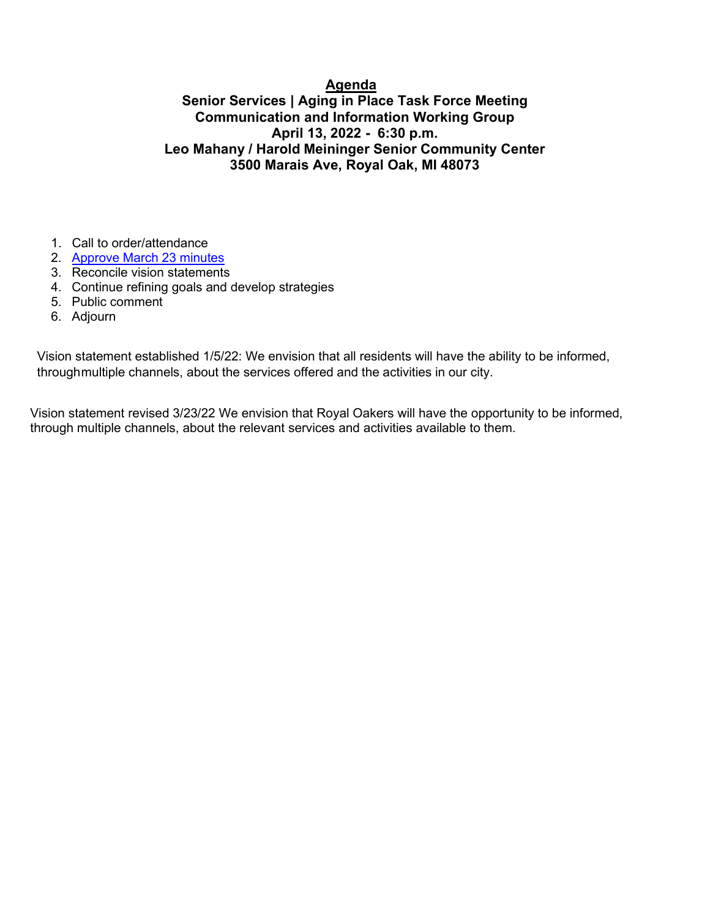# Agenda

**Senior Services | Aging in Place Task Force Meeting**
**Communication and Information Working Group**
**April 13, 2022 - 6:30 p.m.**
**Leo Mahany / Harold Meininger Senior Community Center**
**3500 Marais Ave, Royal Oak, MI 48073**

1. Call to order/attendance
2. Approve March 23 minutes
3. Reconcile vision statements
4. Continue refining goals and develop strategies
5. Public comment
6. Adjourn

Vision statement established 1/5/22: We envision that all residents will have the ability to be informed, throughmultiple channels, about the services offered and the activities in our city.

Vision statement revised 3/23/22 We envision that Royal Oakers will have the opportunity to be informed, through multiple channels, about the relevant services and activities available to them.